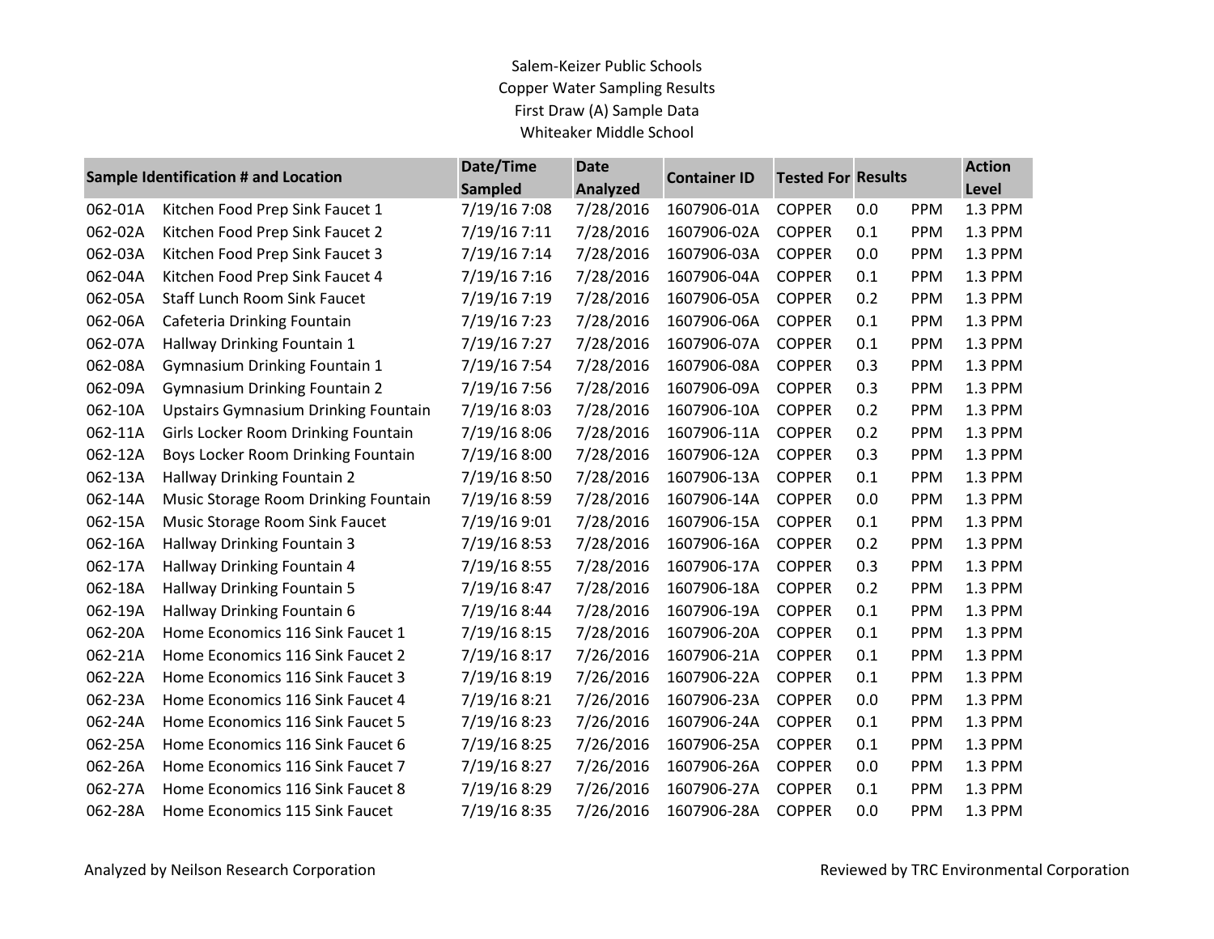Salem-Keizer Public Schools
Copper Water Sampling Results
First Draw (A) Sample Data
Whiteaker Middle School

| Sample Identification # and Location | | Date/Time Sampled | Date Analyzed | Container ID | Tested For | Results | | Action Level |
|---|---|---|---|---|---|---|---|---|
| 062-01A | Kitchen Food Prep Sink Faucet 1 | 7/19/16 7:08 | 7/28/2016 | 1607906-01A | COPPER | 0.0 | PPM | 1.3 PPM |
| 062-02A | Kitchen Food Prep Sink Faucet 2 | 7/19/16 7:11 | 7/28/2016 | 1607906-02A | COPPER | 0.1 | PPM | 1.3 PPM |
| 062-03A | Kitchen Food Prep Sink Faucet 3 | 7/19/16 7:14 | 7/28/2016 | 1607906-03A | COPPER | 0.0 | PPM | 1.3 PPM |
| 062-04A | Kitchen Food Prep Sink Faucet 4 | 7/19/16 7:16 | 7/28/2016 | 1607906-04A | COPPER | 0.1 | PPM | 1.3 PPM |
| 062-05A | Staff Lunch Room Sink Faucet | 7/19/16 7:19 | 7/28/2016 | 1607906-05A | COPPER | 0.2 | PPM | 1.3 PPM |
| 062-06A | Cafeteria Drinking Fountain | 7/19/16 7:23 | 7/28/2016 | 1607906-06A | COPPER | 0.1 | PPM | 1.3 PPM |
| 062-07A | Hallway Drinking Fountain 1 | 7/19/16 7:27 | 7/28/2016 | 1607906-07A | COPPER | 0.1 | PPM | 1.3 PPM |
| 062-08A | Gymnasium Drinking Fountain 1 | 7/19/16 7:54 | 7/28/2016 | 1607906-08A | COPPER | 0.3 | PPM | 1.3 PPM |
| 062-09A | Gymnasium Drinking Fountain 2 | 7/19/16 7:56 | 7/28/2016 | 1607906-09A | COPPER | 0.3 | PPM | 1.3 PPM |
| 062-10A | Upstairs Gymnasium Drinking Fountain | 7/19/16 8:03 | 7/28/2016 | 1607906-10A | COPPER | 0.2 | PPM | 1.3 PPM |
| 062-11A | Girls Locker Room Drinking Fountain | 7/19/16 8:06 | 7/28/2016 | 1607906-11A | COPPER | 0.2 | PPM | 1.3 PPM |
| 062-12A | Boys Locker Room Drinking Fountain | 7/19/16 8:00 | 7/28/2016 | 1607906-12A | COPPER | 0.3 | PPM | 1.3 PPM |
| 062-13A | Hallway Drinking Fountain 2 | 7/19/16 8:50 | 7/28/2016 | 1607906-13A | COPPER | 0.1 | PPM | 1.3 PPM |
| 062-14A | Music Storage Room Drinking Fountain | 7/19/16 8:59 | 7/28/2016 | 1607906-14A | COPPER | 0.0 | PPM | 1.3 PPM |
| 062-15A | Music Storage Room Sink Faucet | 7/19/16 9:01 | 7/28/2016 | 1607906-15A | COPPER | 0.1 | PPM | 1.3 PPM |
| 062-16A | Hallway Drinking Fountain 3 | 7/19/16 8:53 | 7/28/2016 | 1607906-16A | COPPER | 0.2 | PPM | 1.3 PPM |
| 062-17A | Hallway Drinking Fountain 4 | 7/19/16 8:55 | 7/28/2016 | 1607906-17A | COPPER | 0.3 | PPM | 1.3 PPM |
| 062-18A | Hallway Drinking Fountain 5 | 7/19/16 8:47 | 7/28/2016 | 1607906-18A | COPPER | 0.2 | PPM | 1.3 PPM |
| 062-19A | Hallway Drinking Fountain 6 | 7/19/16 8:44 | 7/28/2016 | 1607906-19A | COPPER | 0.1 | PPM | 1.3 PPM |
| 062-20A | Home Economics 116 Sink Faucet 1 | 7/19/16 8:15 | 7/28/2016 | 1607906-20A | COPPER | 0.1 | PPM | 1.3 PPM |
| 062-21A | Home Economics 116 Sink Faucet 2 | 7/19/16 8:17 | 7/26/2016 | 1607906-21A | COPPER | 0.1 | PPM | 1.3 PPM |
| 062-22A | Home Economics 116 Sink Faucet 3 | 7/19/16 8:19 | 7/26/2016 | 1607906-22A | COPPER | 0.1 | PPM | 1.3 PPM |
| 062-23A | Home Economics 116 Sink Faucet 4 | 7/19/16 8:21 | 7/26/2016 | 1607906-23A | COPPER | 0.0 | PPM | 1.3 PPM |
| 062-24A | Home Economics 116 Sink Faucet 5 | 7/19/16 8:23 | 7/26/2016 | 1607906-24A | COPPER | 0.1 | PPM | 1.3 PPM |
| 062-25A | Home Economics 116 Sink Faucet 6 | 7/19/16 8:25 | 7/26/2016 | 1607906-25A | COPPER | 0.1 | PPM | 1.3 PPM |
| 062-26A | Home Economics 116 Sink Faucet 7 | 7/19/16 8:27 | 7/26/2016 | 1607906-26A | COPPER | 0.0 | PPM | 1.3 PPM |
| 062-27A | Home Economics 116 Sink Faucet 8 | 7/19/16 8:29 | 7/26/2016 | 1607906-27A | COPPER | 0.1 | PPM | 1.3 PPM |
| 062-28A | Home Economics 115 Sink Faucet | 7/19/16 8:35 | 7/26/2016 | 1607906-28A | COPPER | 0.0 | PPM | 1.3 PPM |

Analyzed by Neilson Research Corporation

Reviewed by TRC Environmental Corporation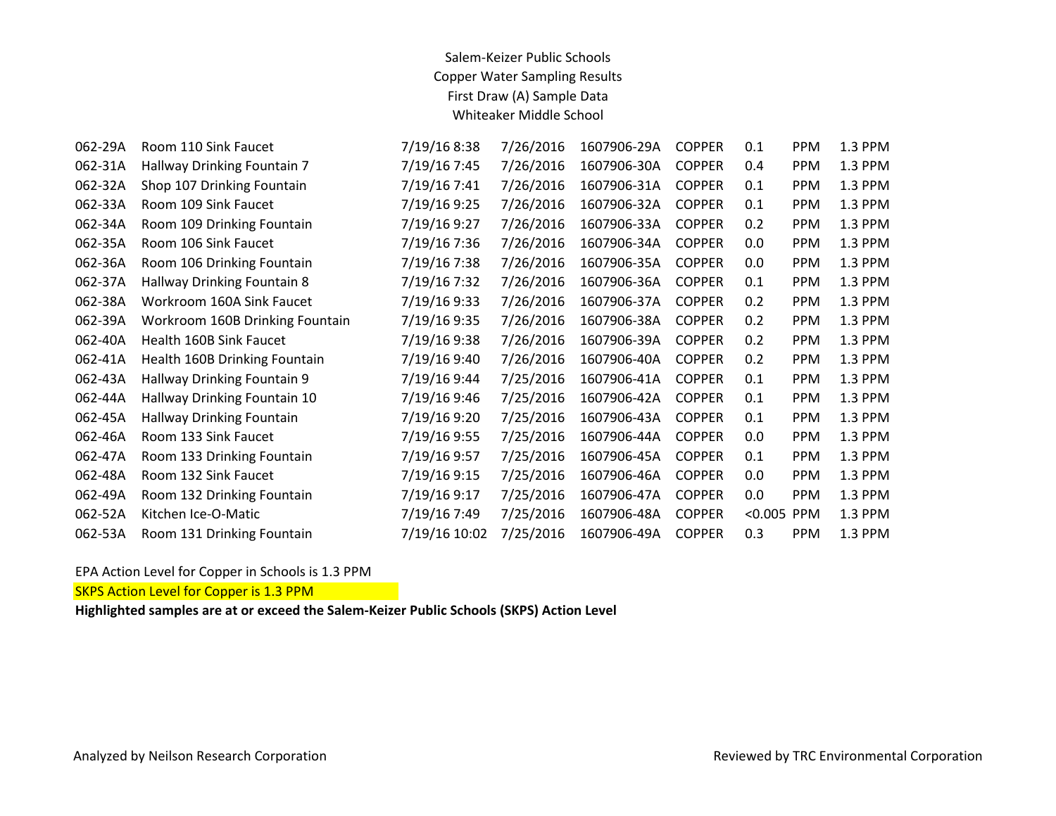Salem-Keizer Public Schools
Copper Water Sampling Results
First Draw (A) Sample Data
Whiteaker Middle School

| | | | | | | | | |
|---|---|---|---|---|---|---|---|---|
| 062-29A | Room 110 Sink Faucet | 7/19/16 8:38 | 7/26/2016 | 1607906-29A | COPPER | 0.1 | PPM | 1.3 PPM |
| 062-31A | Hallway Drinking Fountain 7 | 7/19/16 7:45 | 7/26/2016 | 1607906-30A | COPPER | 0.4 | PPM | 1.3 PPM |
| 062-32A | Shop 107 Drinking Fountain | 7/19/16 7:41 | 7/26/2016 | 1607906-31A | COPPER | 0.1 | PPM | 1.3 PPM |
| 062-33A | Room 109 Sink Faucet | 7/19/16 9:25 | 7/26/2016 | 1607906-32A | COPPER | 0.1 | PPM | 1.3 PPM |
| 062-34A | Room 109 Drinking Fountain | 7/19/16 9:27 | 7/26/2016 | 1607906-33A | COPPER | 0.2 | PPM | 1.3 PPM |
| 062-35A | Room 106 Sink Faucet | 7/19/16 7:36 | 7/26/2016 | 1607906-34A | COPPER | 0.0 | PPM | 1.3 PPM |
| 062-36A | Room 106 Drinking Fountain | 7/19/16 7:38 | 7/26/2016 | 1607906-35A | COPPER | 0.0 | PPM | 1.3 PPM |
| 062-37A | Hallway Drinking Fountain 8 | 7/19/16 7:32 | 7/26/2016 | 1607906-36A | COPPER | 0.1 | PPM | 1.3 PPM |
| 062-38A | Workroom 160A Sink Faucet | 7/19/16 9:33 | 7/26/2016 | 1607906-37A | COPPER | 0.2 | PPM | 1.3 PPM |
| 062-39A | Workroom 160B Drinking Fountain | 7/19/16 9:35 | 7/26/2016 | 1607906-38A | COPPER | 0.2 | PPM | 1.3 PPM |
| 062-40A | Health 160B Sink Faucet | 7/19/16 9:38 | 7/26/2016 | 1607906-39A | COPPER | 0.2 | PPM | 1.3 PPM |
| 062-41A | Health 160B Drinking Fountain | 7/19/16 9:40 | 7/26/2016 | 1607906-40A | COPPER | 0.2 | PPM | 1.3 PPM |
| 062-43A | Hallway Drinking Fountain 9 | 7/19/16 9:44 | 7/25/2016 | 1607906-41A | COPPER | 0.1 | PPM | 1.3 PPM |
| 062-44A | Hallway Drinking Fountain 10 | 7/19/16 9:46 | 7/25/2016 | 1607906-42A | COPPER | 0.1 | PPM | 1.3 PPM |
| 062-45A | Hallway Drinking Fountain | 7/19/16 9:20 | 7/25/2016 | 1607906-43A | COPPER | 0.1 | PPM | 1.3 PPM |
| 062-46A | Room 133 Sink Faucet | 7/19/16 9:55 | 7/25/2016 | 1607906-44A | COPPER | 0.0 | PPM | 1.3 PPM |
| 062-47A | Room 133 Drinking Fountain | 7/19/16 9:57 | 7/25/2016 | 1607906-45A | COPPER | 0.1 | PPM | 1.3 PPM |
| 062-48A | Room 132 Sink Faucet | 7/19/16 9:15 | 7/25/2016 | 1607906-46A | COPPER | 0.0 | PPM | 1.3 PPM |
| 062-49A | Room 132 Drinking Fountain | 7/19/16 9:17 | 7/25/2016 | 1607906-47A | COPPER | 0.0 | PPM | 1.3 PPM |
| 062-52A | Kitchen Ice-O-Matic | 7/19/16 7:49 | 7/25/2016 | 1607906-48A | COPPER | <0.005 | PPM | 1.3 PPM |
| 062-53A | Room 131 Drinking Fountain | 7/19/16 10:02 | 7/25/2016 | 1607906-49A | COPPER | 0.3 | PPM | 1.3 PPM |

EPA Action Level for Copper in Schools is 1.3 PPM

SKPS Action Level for Copper is 1.3 PPM

**Highlighted samples are at or exceed the Salem-Keizer Public Schools (SKPS) Action Level**

Analyzed by Neilson Research Corporation

Reviewed by TRC Environmental Corporation